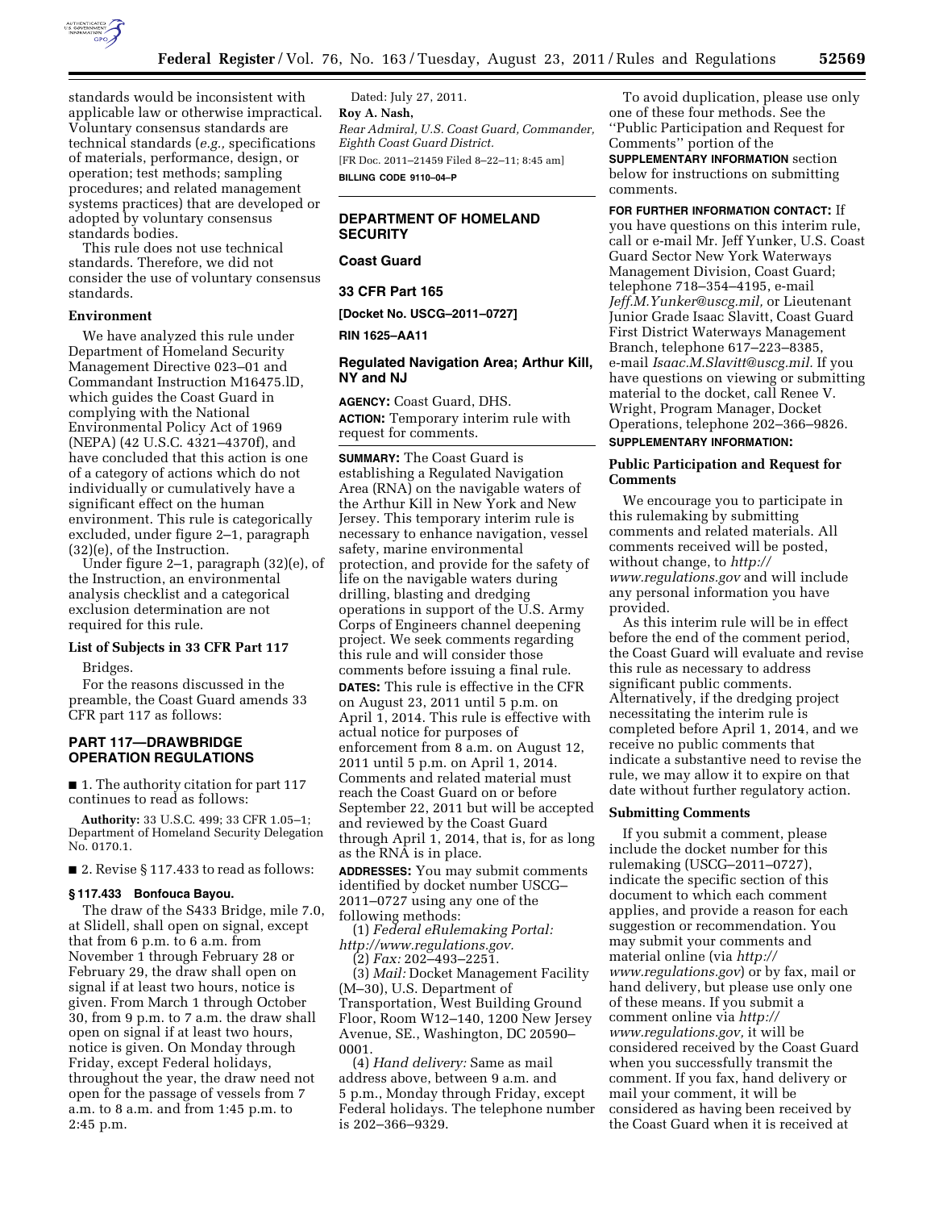standards would be inconsistent with applicable law or otherwise impractical. Voluntary consensus standards are technical standards (*e.g.,* specifications of materials, performance, design, or operation; test methods; sampling procedures; and related management systems practices) that are developed or adopted by voluntary consensus standards bodies.

This rule does not use technical standards. Therefore, we did not consider the use of voluntary consensus standards.

**Environment**

We have analyzed this rule under Department of Homeland Security Management Directive 023–01 and Commandant Instruction M16475.lD, which guides the Coast Guard in complying with the National Environmental Policy Act of 1969 (NEPA) (42 U.S.C. 4321–4370f), and have concluded that this action is one of a category of actions which do not individually or cumulatively have a significant effect on the human environment. This rule is categorically excluded, under figure 2–1, paragraph (32)(e), of the Instruction.

Under figure 2–1, paragraph (32)(e), of the Instruction, an environmental analysis checklist and a categorical exclusion determination are not required for this rule.

**List of Subjects in 33 CFR Part 117**

Bridges.

For the reasons discussed in the preamble, the Coast Guard amends 33 CFR part 117 as follows:

## PART 117—DRAWBRIDGE OPERATION REGULATIONS

■ 1. The authority citation for part 117 continues to read as follows:

**Authority:** 33 U.S.C. 499; 33 CFR 1.05–1; Department of Homeland Security Delegation No. 0170.1.

■ 2. Revise § 117.433 to read as follows:

**§ 117.433 Bonfouca Bayou.**

The draw of the S433 Bridge, mile 7.0, at Slidell, shall open on signal, except that from 6 p.m. to 6 a.m. from November 1 through February 28 or February 29, the draw shall open on signal if at least two hours, notice is given. From March 1 through October 30, from 9 p.m. to 7 a.m. the draw shall open on signal if at least two hours, notice is given. On Monday through Friday, except Federal holidays, throughout the year, the draw need not open for the passage of vessels from 7 a.m. to 8 a.m. and from 1:45 p.m. to 2:45 p.m.

Dated: July 27, 2011.

**Roy A. Nash,**

*Rear Admiral, U.S. Coast Guard, Commander, Eighth Coast Guard District.*

[FR Doc. 2011–21459 Filed 8–22–11; 8:45 am]

**BILLING CODE 9110–04–P**

## DEPARTMENT OF HOMELAND SECURITY

## Coast Guard

## 33 CFR Part 165

**[Docket No. USCG–2011–0727]**

**RIN 1625–AA11**

## Regulated Navigation Area; Arthur Kill, NY and NJ

**AGENCY:** Coast Guard, DHS.

**ACTION:** Temporary interim rule with request for comments.

**SUMMARY:** The Coast Guard is establishing a Regulated Navigation Area (RNA) on the navigable waters of the Arthur Kill in New York and New Jersey. This temporary interim rule is necessary to enhance navigation, vessel safety, marine environmental protection, and provide for the safety of life on the navigable waters during drilling, blasting and dredging operations in support of the U.S. Army Corps of Engineers channel deepening project. We seek comments regarding this rule and will consider those comments before issuing a final rule.

**DATES:** This rule is effective in the CFR on August 23, 2011 until 5 p.m. on April 1, 2014. This rule is effective with actual notice for purposes of enforcement from 8 a.m. on August 12, 2011 until 5 p.m. on April 1, 2014. Comments and related material must reach the Coast Guard on or before September 22, 2011 but will be accepted and reviewed by the Coast Guard through April 1, 2014, that is, for as long as the RNA is in place.

**ADDRESSES:** You may submit comments identified by docket number USCG–2011–0727 using any one of the following methods:

(1) *Federal eRulemaking Portal: http://www.regulations.gov.*

(2) *Fax:* 202–493–2251.

(3) *Mail:* Docket Management Facility (M–30), U.S. Department of Transportation, West Building Ground Floor, Room W12–140, 1200 New Jersey Avenue, SE., Washington, DC 20590–0001.

(4) *Hand delivery:* Same as mail address above, between 9 a.m. and 5 p.m., Monday through Friday, except Federal holidays. The telephone number is 202–366–9329.

To avoid duplication, please use only one of these four methods. See the "Public Participation and Request for Comments" portion of the **SUPPLEMENTARY INFORMATION** section below for instructions on submitting comments.

**FOR FURTHER INFORMATION CONTACT:** If you have questions on this interim rule, call or e-mail Mr. Jeff Yunker, U.S. Coast Guard Sector New York Waterways Management Division, Coast Guard; telephone 718–354–4195, e-mail *Jeff.M.Yunker@uscg.mil,* or Lieutenant Junior Grade Isaac Slavitt, Coast Guard First District Waterways Management Branch, telephone 617–223–8385, e-mail *Isaac.M.Slavitt@uscg.mil.* If you have questions on viewing or submitting material to the docket, call Renee V. Wright, Program Manager, Docket Operations, telephone 202–366–9826.

**SUPPLEMENTARY INFORMATION:**

**Public Participation and Request for Comments**

We encourage you to participate in this rulemaking by submitting comments and related materials. All comments received will be posted, without change, to *http://www.regulations.gov* and will include any personal information you have provided.

As this interim rule will be in effect before the end of the comment period, the Coast Guard will evaluate and revise this rule as necessary to address significant public comments. Alternatively, if the dredging project necessitating the interim rule is completed before April 1, 2014, and we receive no public comments that indicate a substantive need to revise the rule, we may allow it to expire on that date without further regulatory action.

**Submitting Comments**

If you submit a comment, please include the docket number for this rulemaking (USCG–2011–0727), indicate the specific section of this document to which each comment applies, and provide a reason for each suggestion or recommendation. You may submit your comments and material online (via *http://www.regulations.gov*) or by fax, mail or hand delivery, but please use only one of these means. If you submit a comment online via *http://www.regulations.gov,* it will be considered received by the Coast Guard when you successfully transmit the comment. If you fax, hand delivery or mail your comment, it will be considered as having been received by the Coast Guard when it is received at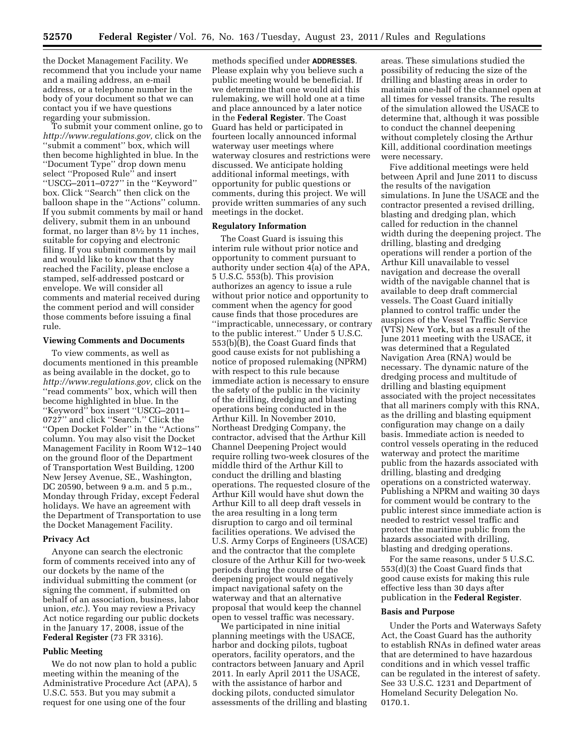the Docket Management Facility. We recommend that you include your name and a mailing address, an e-mail address, or a telephone number in the body of your document so that we can contact you if we have questions regarding your submission.

To submit your comment online, go to *http://www.regulations.gov,* click on the ''submit a comment'' box, which will then become highlighted in blue. In the ''Document Type'' drop down menu select ''Proposed Rule'' and insert ''USCG–2011–0727'' in the ''Keyword'' box. Click ''Search'' then click on the balloon shape in the ''Actions'' column. If you submit comments by mail or hand delivery, submit them in an unbound format, no larger than 8½ by 11 inches, suitable for copying and electronic filing. If you submit comments by mail and would like to know that they reached the Facility, please enclose a stamped, self-addressed postcard or envelope. We will consider all comments and material received during the comment period and will consider those comments before issuing a final rule.

### Viewing Comments and Documents

To view comments, as well as documents mentioned in this preamble as being available in the docket, go to *http://www.regulations.gov,* click on the ''read comments'' box, which will then become highlighted in blue. In the ''Keyword'' box insert ''USCG–2011–0727'' and click ''Search.'' Click the ''Open Docket Folder'' in the ''Actions'' column. You may also visit the Docket Management Facility in Room W12–140 on the ground floor of the Department of Transportation West Building, 1200 New Jersey Avenue, SE., Washington, DC 20590, between 9 a.m. and 5 p.m., Monday through Friday, except Federal holidays. We have an agreement with the Department of Transportation to use the Docket Management Facility.

### Privacy Act

Anyone can search the electronic form of comments received into any of our dockets by the name of the individual submitting the comment (or signing the comment, if submitted on behalf of an association, business, labor union, *etc.*). You may review a Privacy Act notice regarding our public dockets in the January 17, 2008, issue of the **Federal Register** (73 FR 3316).

### Public Meeting

We do not now plan to hold a public meeting within the meaning of the Administrative Procedure Act (APA), 5 U.S.C. 553. But you may submit a request for one using one of the four methods specified under **ADDRESSES**. Please explain why you believe such a public meeting would be beneficial. If we determine that one would aid this rulemaking, we will hold one at a time and place announced by a later notice in the **Federal Register**. The Coast Guard has held or participated in fourteen locally announced informal waterway user meetings where waterway closures and restrictions were discussed. We anticipate holding additional informal meetings, with opportunity for public questions or comments, during this project. We will provide written summaries of any such meetings in the docket.

### Regulatory Information

The Coast Guard is issuing this interim rule without prior notice and opportunity to comment pursuant to authority under section 4(a) of the APA, 5 U.S.C. 553(b). This provision authorizes an agency to issue a rule without prior notice and opportunity to comment when the agency for good cause finds that those procedures are ''impracticable, unnecessary, or contrary to the public interest.'' Under 5 U.S.C. 553(b)(B), the Coast Guard finds that good cause exists for not publishing a notice of proposed rulemaking (NPRM) with respect to this rule because immediate action is necessary to ensure the safety of the public in the vicinity of the drilling, dredging and blasting operations being conducted in the Arthur Kill. In November 2010, Northeast Dredging Company, the contractor, advised that the Arthur Kill Channel Deepening Project would require rolling two-week closures of the middle third of the Arthur Kill to conduct the drilling and blasting operations. The requested closure of the Arthur Kill would have shut down the Arthur Kill to all deep draft vessels in the area resulting in a long term disruption to cargo and oil terminal facilities operations. We advised the U.S. Army Corps of Engineers (USACE) and the contractor that the complete closure of the Arthur Kill for two-week periods during the course of the deepening project would negatively impact navigational safety on the waterway and that an alternative proposal that would keep the channel open to vessel traffic was necessary.

We participated in nine initial planning meetings with the USACE, harbor and docking pilots, tugboat operators, facility operators, and the contractors between January and April 2011. In early April 2011 the USACE, with the assistance of harbor and docking pilots, conducted simulator assessments of the drilling and blasting areas. These simulations studied the possibility of reducing the size of the drilling and blasting areas in order to maintain one-half of the channel open at all times for vessel transits. The results of the simulation allowed the USACE to determine that, although it was possible to conduct the channel deepening without completely closing the Arthur Kill, additional coordination meetings were necessary.

Five additional meetings were held between April and June 2011 to discuss the results of the navigation simulations. In June the USACE and the contractor presented a revised drilling, blasting and dredging plan, which called for reduction in the channel width during the deepening project. The drilling, blasting and dredging operations will render a portion of the Arthur Kill unavailable to vessel navigation and decrease the overall width of the navigable channel that is available to deep draft commercial vessels. The Coast Guard initially planned to control traffic under the auspices of the Vessel Traffic Service (VTS) New York, but as a result of the June 2011 meeting with the USACE, it was determined that a Regulated Navigation Area (RNA) would be necessary. The dynamic nature of the dredging process and multitude of drilling and blasting equipment associated with the project necessitates that all mariners comply with this RNA, as the drilling and blasting equipment configuration may change on a daily basis. Immediate action is needed to control vessels operating in the reduced waterway and protect the maritime public from the hazards associated with drilling, blasting and dredging operations on a constricted waterway. Publishing a NPRM and waiting 30 days for comment would be contrary to the public interest since immediate action is needed to restrict vessel traffic and protect the maritime public from the hazards associated with drilling, blasting and dredging operations.

For the same reasons, under 5 U.S.C. 553(d)(3) the Coast Guard finds that good cause exists for making this rule effective less than 30 days after publication in the **Federal Register**.

### Basis and Purpose

Under the Ports and Waterways Safety Act, the Coast Guard has the authority to establish RNAs in defined water areas that are determined to have hazardous conditions and in which vessel traffic can be regulated in the interest of safety. See 33 U.S.C. 1231 and Department of Homeland Security Delegation No. 0170.1.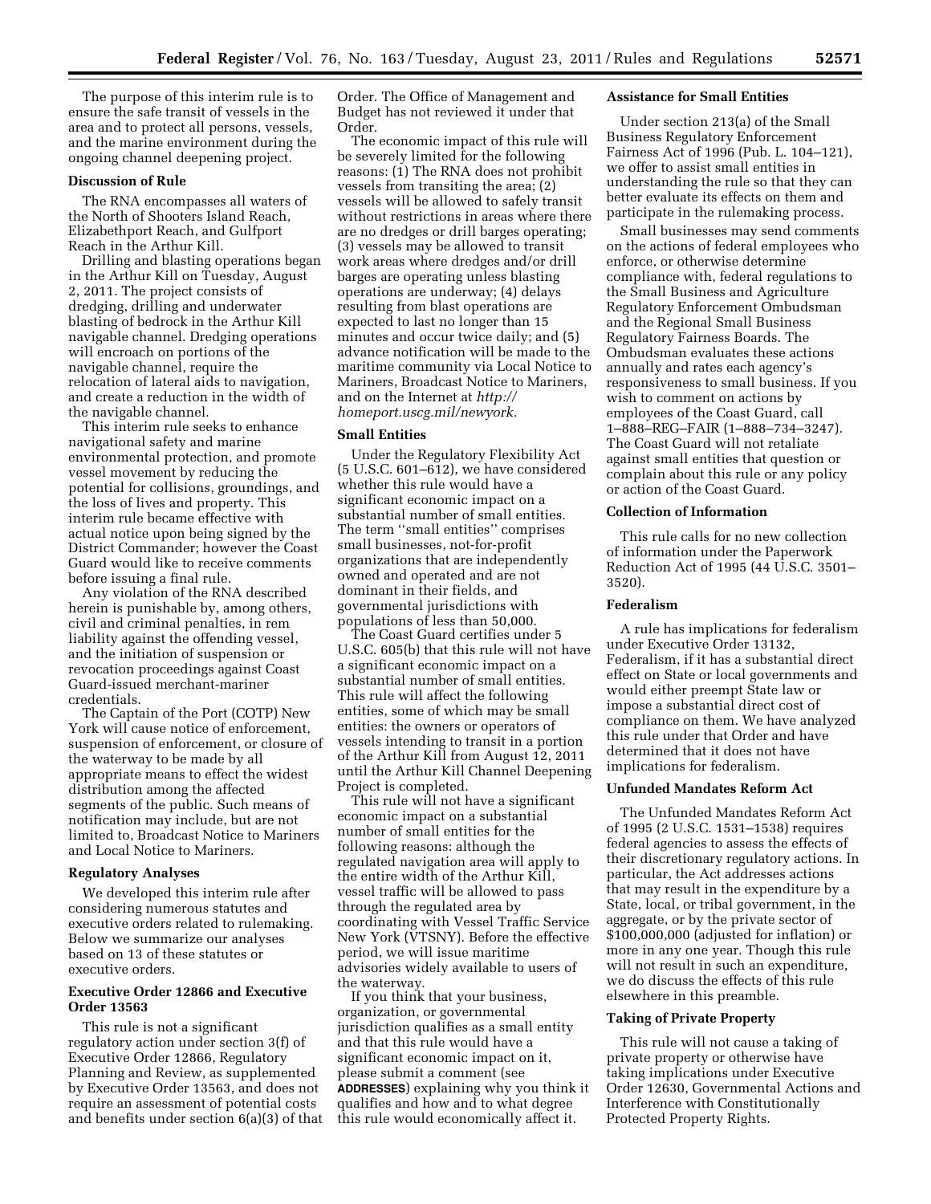The purpose of this interim rule is to ensure the safe transit of vessels in the area and to protect all persons, vessels, and the marine environment during the ongoing channel deepening project.

**Discussion of Rule**

The RNA encompasses all waters of the North of Shooters Island Reach, Elizabethport Reach, and Gulfport Reach in the Arthur Kill.

Drilling and blasting operations began in the Arthur Kill on Tuesday, August 2, 2011. The project consists of dredging, drilling and underwater blasting of bedrock in the Arthur Kill navigable channel. Dredging operations will encroach on portions of the navigable channel, require the relocation of lateral aids to navigation, and create a reduction in the width of the navigable channel.

This interim rule seeks to enhance navigational safety and marine environmental protection, and promote vessel movement by reducing the potential for collisions, groundings, and the loss of lives and property. This interim rule became effective with actual notice upon being signed by the District Commander; however the Coast Guard would like to receive comments before issuing a final rule.

Any violation of the RNA described herein is punishable by, among others, civil and criminal penalties, in rem liability against the offending vessel, and the initiation of suspension or revocation proceedings against Coast Guard-issued merchant-mariner credentials.

The Captain of the Port (COTP) New York will cause notice of enforcement, suspension of enforcement, or closure of the waterway to be made by all appropriate means to effect the widest distribution among the affected segments of the public. Such means of notification may include, but are not limited to, Broadcast Notice to Mariners and Local Notice to Mariners.

**Regulatory Analyses**

We developed this interim rule after considering numerous statutes and executive orders related to rulemaking. Below we summarize our analyses based on 13 of these statutes or executive orders.

**Executive Order 12866 and Executive Order 13563**

This rule is not a significant regulatory action under section 3(f) of Executive Order 12866, Regulatory Planning and Review, as supplemented by Executive Order 13563, and does not require an assessment of potential costs and benefits under section 6(a)(3) of that Order. The Office of Management and Budget has not reviewed it under that Order.

The economic impact of this rule will be severely limited for the following reasons: (1) The RNA does not prohibit vessels from transiting the area; (2) vessels will be allowed to safely transit without restrictions in areas where there are no dredges or drill barges operating; (3) vessels may be allowed to transit work areas where dredges and/or drill barges are operating unless blasting operations are underway; (4) delays resulting from blast operations are expected to last no longer than 15 minutes and occur twice daily; and (5) advance notification will be made to the maritime community via Local Notice to Mariners, Broadcast Notice to Mariners, and on the Internet at *http://homeport.uscg.mil/newyork.*

**Small Entities**

Under the Regulatory Flexibility Act (5 U.S.C. 601–612), we have considered whether this rule would have a significant economic impact on a substantial number of small entities. The term ''small entities'' comprises small businesses, not-for-profit organizations that are independently owned and operated and are not dominant in their fields, and governmental jurisdictions with populations of less than 50,000.

The Coast Guard certifies under 5 U.S.C. 605(b) that this rule will not have a significant economic impact on a substantial number of small entities. This rule will affect the following entities, some of which may be small entities: the owners or operators of vessels intending to transit in a portion of the Arthur Kill from August 12, 2011 until the Arthur Kill Channel Deepening Project is completed.

This rule will not have a significant economic impact on a substantial number of small entities for the following reasons: although the regulated navigation area will apply to the entire width of the Arthur Kill, vessel traffic will be allowed to pass through the regulated area by coordinating with Vessel Traffic Service New York (VTSNY). Before the effective period, we will issue maritime advisories widely available to users of the waterway.

If you think that your business, organization, or governmental jurisdiction qualifies as a small entity and that this rule would have a significant economic impact on it, please submit a comment (see **ADDRESSES**) explaining why you think it qualifies and how and to what degree this rule would economically affect it.

**Assistance for Small Entities**

Under section 213(a) of the Small Business Regulatory Enforcement Fairness Act of 1996 (Pub. L. 104–121), we offer to assist small entities in understanding the rule so that they can better evaluate its effects on them and participate in the rulemaking process.

Small businesses may send comments on the actions of federal employees who enforce, or otherwise determine compliance with, federal regulations to the Small Business and Agriculture Regulatory Enforcement Ombudsman and the Regional Small Business Regulatory Fairness Boards. The Ombudsman evaluates these actions annually and rates each agency's responsiveness to small business. If you wish to comment on actions by employees of the Coast Guard, call 1–888–REG–FAIR (1–888–734–3247). The Coast Guard will not retaliate against small entities that question or complain about this rule or any policy or action of the Coast Guard.

**Collection of Information**

This rule calls for no new collection of information under the Paperwork Reduction Act of 1995 (44 U.S.C. 3501–3520).

**Federalism**

A rule has implications for federalism under Executive Order 13132, Federalism, if it has a substantial direct effect on State or local governments and would either preempt State law or impose a substantial direct cost of compliance on them. We have analyzed this rule under that Order and have determined that it does not have implications for federalism.

**Unfunded Mandates Reform Act**

The Unfunded Mandates Reform Act of 1995 (2 U.S.C. 1531–1538) requires federal agencies to assess the effects of their discretionary regulatory actions. In particular, the Act addresses actions that may result in the expenditure by a State, local, or tribal government, in the aggregate, or by the private sector of $100,000,000 (adjusted for inflation) or more in any one year. Though this rule will not result in such an expenditure, we do discuss the effects of this rule elsewhere in this preamble.

**Taking of Private Property**

This rule will not cause a taking of private property or otherwise have taking implications under Executive Order 12630, Governmental Actions and Interference with Constitutionally Protected Property Rights.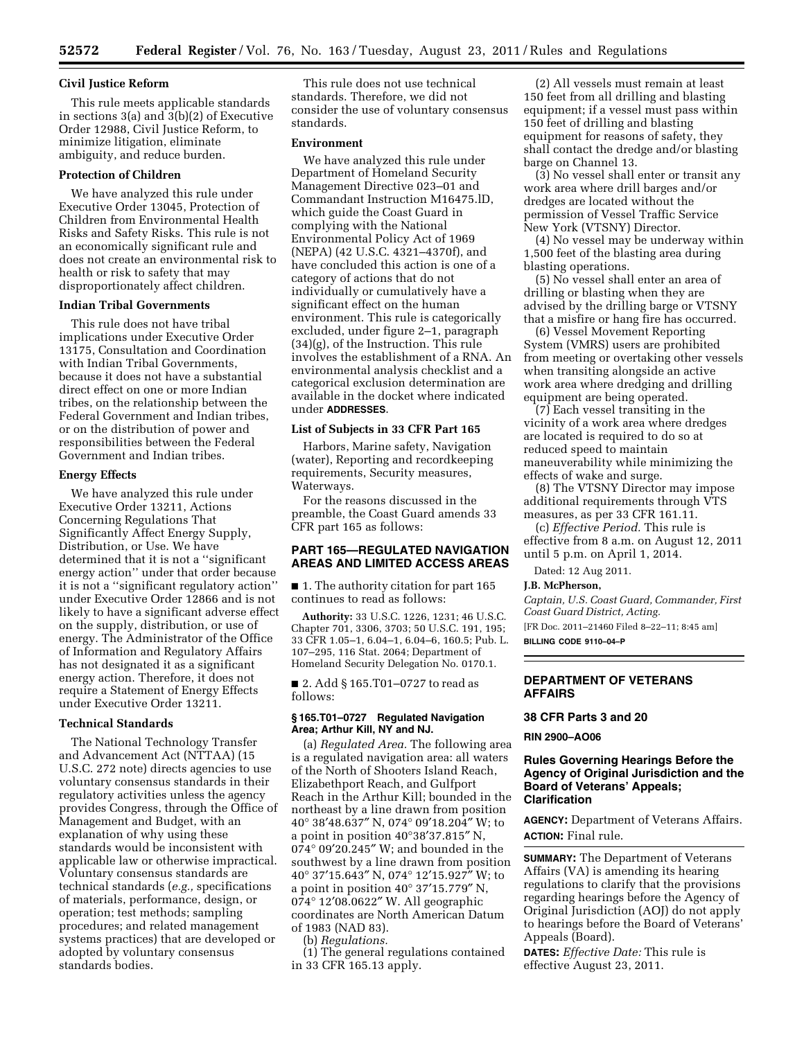### Civil Justice Reform

This rule meets applicable standards in sections 3(a) and 3(b)(2) of Executive Order 12988, Civil Justice Reform, to minimize litigation, eliminate ambiguity, and reduce burden.

### Protection of Children

We have analyzed this rule under Executive Order 13045, Protection of Children from Environmental Health Risks and Safety Risks. This rule is not an economically significant rule and does not create an environmental risk to health or risk to safety that may disproportionately affect children.

### Indian Tribal Governments

This rule does not have tribal implications under Executive Order 13175, Consultation and Coordination with Indian Tribal Governments, because it does not have a substantial direct effect on one or more Indian tribes, on the relationship between the Federal Government and Indian tribes, or on the distribution of power and responsibilities between the Federal Government and Indian tribes.

### Energy Effects

We have analyzed this rule under Executive Order 13211, Actions Concerning Regulations That Significantly Affect Energy Supply, Distribution, or Use. We have determined that it is not a ''significant energy action'' under that order because it is not a ''significant regulatory action'' under Executive Order 12866 and is not likely to have a significant adverse effect on the supply, distribution, or use of energy. The Administrator of the Office of Information and Regulatory Affairs has not designated it as a significant energy action. Therefore, it does not require a Statement of Energy Effects under Executive Order 13211.

### Technical Standards

The National Technology Transfer and Advancement Act (NTTAA) (15 U.S.C. 272 note) directs agencies to use voluntary consensus standards in their regulatory activities unless the agency provides Congress, through the Office of Management and Budget, with an explanation of why using these standards would be inconsistent with applicable law or otherwise impractical. Voluntary consensus standards are technical standards (*e.g.,* specifications of materials, performance, design, or operation; test methods; sampling procedures; and related management systems practices) that are developed or adopted by voluntary consensus standards bodies.

This rule does not use technical standards. Therefore, we did not consider the use of voluntary consensus standards.

### Environment

We have analyzed this rule under Department of Homeland Security Management Directive 023–01 and Commandant Instruction M16475.lD, which guide the Coast Guard in complying with the National Environmental Policy Act of 1969 (NEPA) (42 U.S.C. 4321–4370f), and have concluded this action is one of a category of actions that do not individually or cumulatively have a significant effect on the human environment. This rule is categorically excluded, under figure 2–1, paragraph (34)(g), of the Instruction. This rule involves the establishment of a RNA. An environmental analysis checklist and a categorical exclusion determination are available in the docket where indicated under **ADDRESSES**.

### List of Subjects in 33 CFR Part 165

Harbors, Marine safety, Navigation (water), Reporting and recordkeeping requirements, Security measures, Waterways.

For the reasons discussed in the preamble, the Coast Guard amends 33 CFR part 165 as follows:

## PART 165—REGULATED NAVIGATION AREAS AND LIMITED ACCESS AREAS

■ 1. The authority citation for part 165 continues to read as follows:

**Authority:** 33 U.S.C. 1226, 1231; 46 U.S.C. Chapter 701, 3306, 3703; 50 U.S.C. 191, 195; 33 CFR 1.05–1, 6.04–1, 6.04–6, 160.5; Pub. L. 107–295, 116 Stat. 2064; Department of Homeland Security Delegation No. 0170.1.

■ 2. Add § 165.T01–0727 to read as follows:

### § 165.T01–0727 Regulated Navigation Area; Arthur Kill, NY and NJ.

(a) *Regulated Area.* The following area is a regulated navigation area: all waters of the North of Shooters Island Reach, Elizabethport Reach, and Gulfport Reach in the Arthur Kill; bounded in the northeast by a line drawn from position 40° 38′48.637″ N, 074° 09′18.204″ W; to a point in position 40°38′37.815″ N, 074° 09′20.245″ W; and bounded in the southwest by a line drawn from position 40° 37′15.643″ N, 074° 12′15.927″ W; to a point in position 40° 37′15.779″ N, 074° 12′08.0622″ W. All geographic coordinates are North American Datum of 1983 (NAD 83).

(b) *Regulations.*

(1) The general regulations contained in 33 CFR 165.13 apply.

(2) All vessels must remain at least 150 feet from all drilling and blasting equipment; if a vessel must pass within 150 feet of drilling and blasting equipment for reasons of safety, they shall contact the dredge and/or blasting barge on Channel 13.

(3) No vessel shall enter or transit any work area where drill barges and/or dredges are located without the permission of Vessel Traffic Service New York (VTSNY) Director.

(4) No vessel may be underway within 1,500 feet of the blasting area during blasting operations.

(5) No vessel shall enter an area of drilling or blasting when they are advised by the drilling barge or VTSNY that a misfire or hang fire has occurred.

(6) Vessel Movement Reporting System (VMRS) users are prohibited from meeting or overtaking other vessels when transiting alongside an active work area where dredging and drilling equipment are being operated.

(7) Each vessel transiting in the vicinity of a work area where dredges are located is required to do so at reduced speed to maintain maneuverability while minimizing the effects of wake and surge.

(8) The VTSNY Director may impose additional requirements through VTS measures, as per 33 CFR 161.11.

(c) *Effective Period.* This rule is effective from 8 a.m. on August 12, 2011 until 5 p.m. on April 1, 2014.

Dated: 12 Aug 2011.

**J.B. McPherson,**

*Captain, U.S. Coast Guard, Commander, First Coast Guard District, Acting.*

[FR Doc. 2011–21460 Filed 8–22–11; 8:45 am]

**BILLING CODE 9110–04–P**

## DEPARTMENT OF VETERANS AFFAIRS

### 38 CFR Parts 3 and 20

**RIN 2900–AO06**

## Rules Governing Hearings Before the Agency of Original Jurisdiction and the Board of Veterans' Appeals; Clarification

**AGENCY:** Department of Veterans Affairs.

**ACTION:** Final rule.

**SUMMARY:** The Department of Veterans Affairs (VA) is amending its hearing regulations to clarify that the provisions regarding hearings before the Agency of Original Jurisdiction (AOJ) do not apply to hearings before the Board of Veterans' Appeals (Board).

**DATES:** *Effective Date:* This rule is effective August 23, 2011.